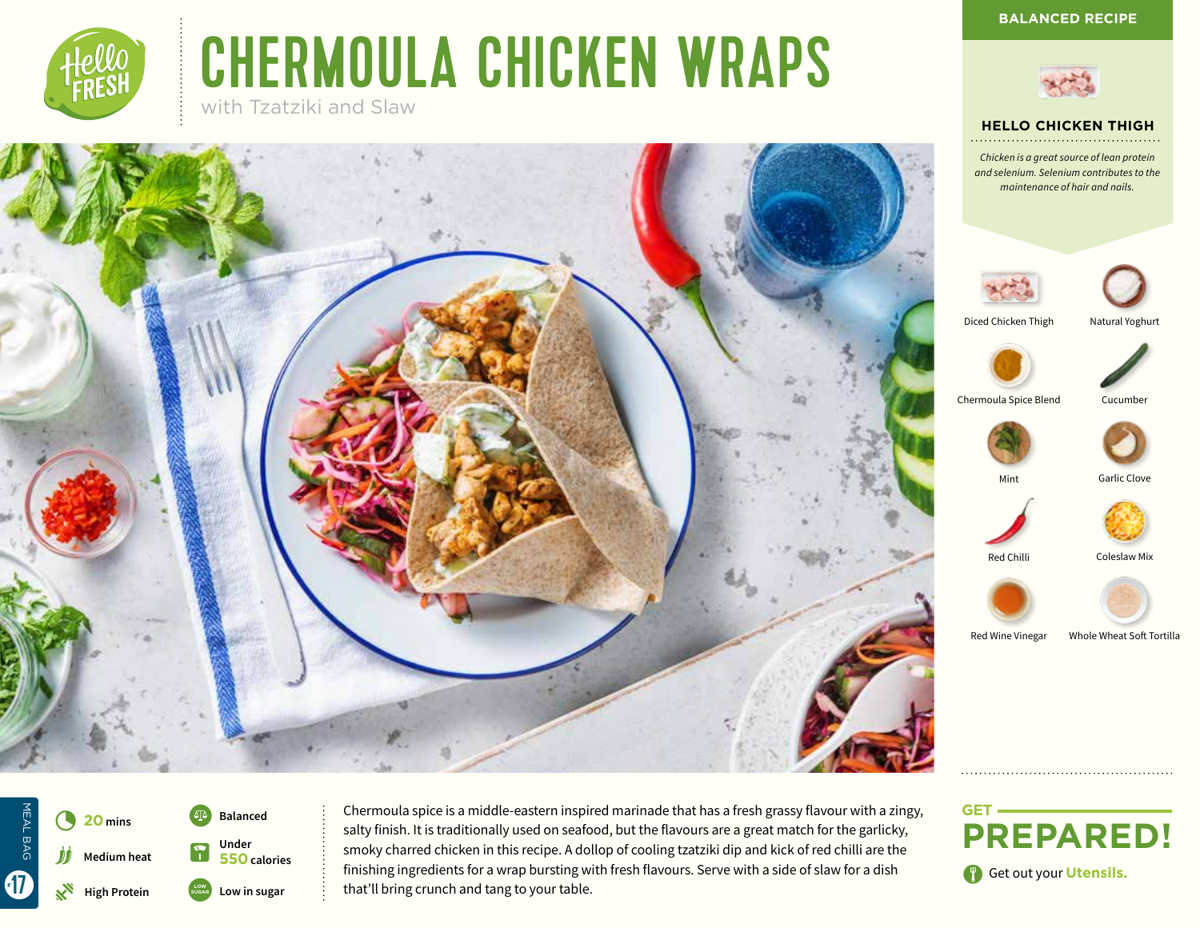# CHERMOULA CHICKEN WRAPS

with Tzatziki and Slaw

**BALANCED RECIPE**

### HELLO CHICKEN THIGH

*Chicken is a great source of lean protein and selenium. Selenium contributes to the maintenance of hair and nails.*

- Diced Chicken Thigh
- Natural Yoghurt
- Chermoula Spice Blend
- Cucumber
- Mint
- Garlic Clove
- Red Chilli
- Coleslaw Mix
- Red Wine Vinegar
- Whole Wheat Soft Tortilla

MEAL BAG 17

- **20** mins
- Medium heat
- High Protein
- Balanced
- Under **550** calories
- Low in sugar

Chermoula spice is a middle-eastern inspired marinade that has a fresh grassy flavour with a zingy, salty finish. It is traditionally used on seafood, but the flavours are a great match for the garlicky, smoky charred chicken in this recipe. A dollop of cooling tzatziki dip and kick of red chilli are the finishing ingredients for a wrap bursting with fresh flavours. Serve with a side of slaw for a dish that'll bring crunch and tang to your table.

## GET PREPARED!

Get out your **Utensils.**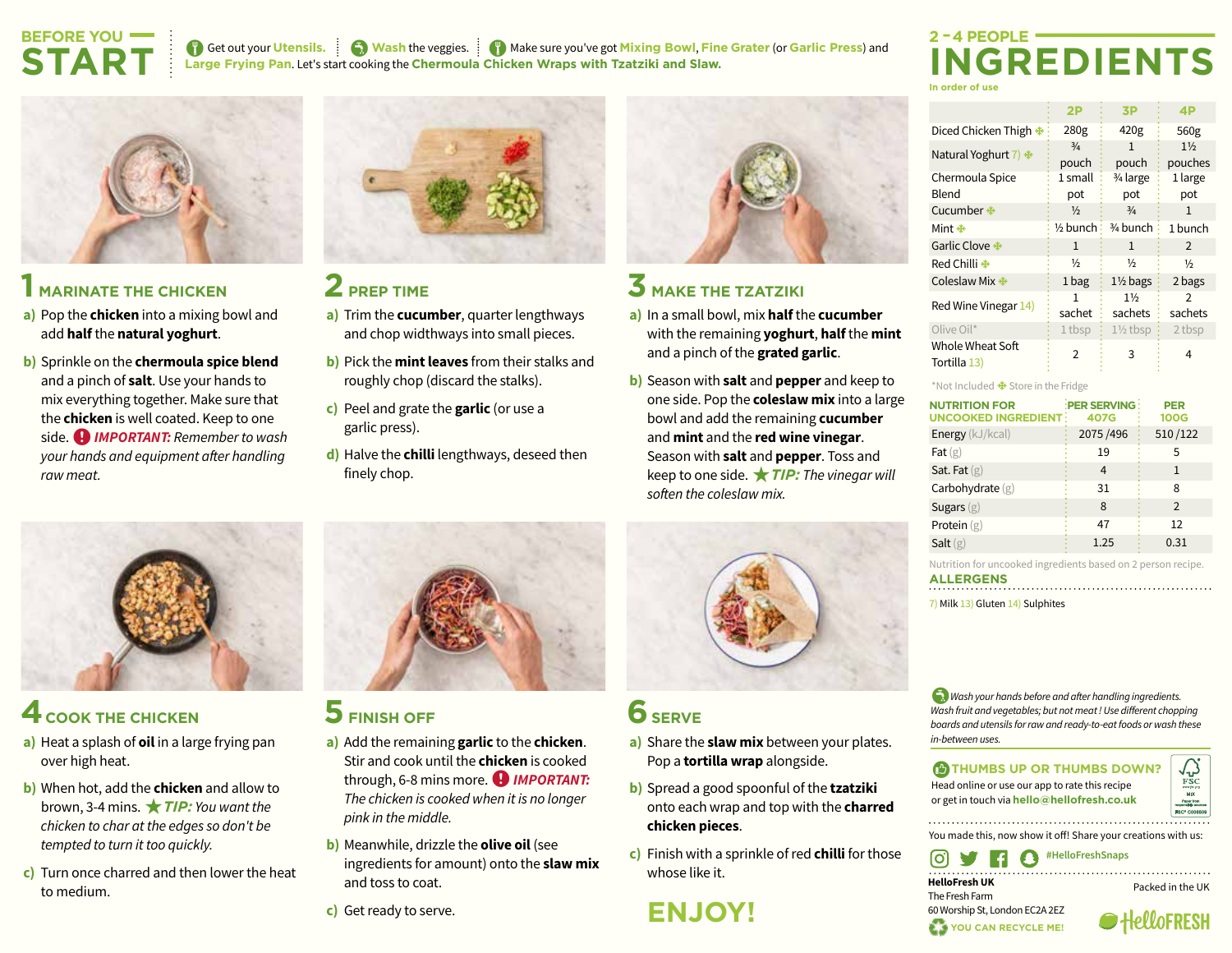# BEFORE YOU START

Get out your **Utensils**. Wash the veggies. Make sure you've got **Mixing Bowl**, **Fine Grater** (or **Garlic Press**) and **Large Frying Pan**. Let's start cooking the **Chermoula Chicken Wraps with Tzatziki and Slaw.**

## 1 MARINATE THE CHICKEN

a) Pop the **chicken** into a mixing bowl and add **half** the **natural yoghurt**.

b) Sprinkle on the **chermoula spice blend** and a pinch of **salt**. Use your hands to mix everything together. Make sure that the **chicken** is well coated. Keep to one side. ***IMPORTANT:*** *Remember to wash your hands and equipment after handling raw meat.*

## 2 PREP TIME

a) Trim the **cucumber**, quarter lengthways and chop widthways into small pieces.

b) Pick the **mint leaves** from their stalks and roughly chop (discard the stalks).

c) Peel and grate the **garlic** (or use a garlic press).

d) Halve the **chilli** lengthways, deseed then finely chop.

## 3 MAKE THE TZATZIKI

a) In a small bowl, mix **half** the **cucumber** with the remaining **yoghurt**, **half** the **mint** and a pinch of the **grated garlic**.

b) Season with **salt** and **pepper** and keep to one side. Pop the **coleslaw mix** into a large bowl and add the remaining **cucumber** and **mint** and the **red wine vinegar**. Season with **salt** and **pepper**. Toss and keep to one side. ***TIP:*** *The vinegar will soften the coleslaw mix.*

## 4 COOK THE CHICKEN

a) Heat a splash of **oil** in a large frying pan over high heat.

b) When hot, add the **chicken** and allow to brown, 3-4 mins. ***TIP:*** *You want the chicken to char at the edges so don't be tempted to turn it too quickly.*

c) Turn once charred and then lower the heat to medium.

## 5 FINISH OFF

a) Add the remaining **garlic** to the **chicken**. Stir and cook until the **chicken** is cooked through, 6-8 mins more. ***IMPORTANT:*** *The chicken is cooked when it is no longer pink in the middle.*

b) Meanwhile, drizzle the **olive oil** (see ingredients for amount) onto the **slaw mix** and toss to coat.

c) Get ready to serve.

## 6 SERVE

a) Share the **slaw mix** between your plates. Pop a **tortilla wrap** alongside.

b) Spread a good spoonful of the **tzatziki** onto each wrap and top with the **charred chicken pieces**.

c) Finish with a sprinkle of red **chilli** for those whose like it.

**ENJOY!**

# 2 - 4 PEOPLE INGREDIENTS

In order of use

| | 2P | 3P | 4P |
|---|---|---|---|
| Diced Chicken Thigh ❄ | 280g | 420g | 560g |
| Natural Yoghurt 7) ❄ | ¾ pouch | 1 pouch | 1½ pouches |
| Chermoula Spice Blend | 1 small pot | ¾ large pot | 1 large pot |
| Cucumber ❄ | ½ | ¾ | 1 |
| Mint ❄ | ½ bunch | ¾ bunch | 1 bunch |
| Garlic Clove ❄ | 1 | 1 | 2 |
| Red Chilli ❄ | ½ | ½ | ½ |
| Coleslaw Mix ❄ | 1 bag | 1½ bags | 2 bags |
| Red Wine Vinegar 14) | 1 sachet | 1½ sachets | 2 sachets |
| Olive Oil* | 1 tbsp | 1½ tbsp | 2 tbsp |
| Whole Wheat Soft Tortilla 13) | 2 | 3 | 4 |

*Not Included ❄ Store in the Fridge

| NUTRITION FOR UNCOOKED INGREDIENT | PER SERVING 407G | PER 100G |
|---|---|---|
| Energy (kJ/kcal) | 2075 /496 | 510 /122 |
| Fat (g) | 19 | 5 |
| Sat. Fat (g) | 4 | 1 |
| Carbohydrate (g) | 31 | 8 |
| Sugars (g) | 8 | 2 |
| Protein (g) | 47 | 12 |
| Salt (g) | 1.25 | 0.31 |

Nutrition for uncooked ingredients based on 2 person recipe.

## ALLERGENS

7) Milk 13) Gluten 14) Sulphites

*Wash your hands before and after handling ingredients. Wash fruit and vegetables; but not meat! Use different chopping boards and utensils for raw and ready-to-eat foods or wash these in-between uses.*

**THUMBS UP OR THUMBS DOWN?**

Head online or use our app to rate this recipe or get in touch via **hello@hellofresh.co.uk**

You made this, now show it off! Share your creations with us: #HelloFreshSnaps

**HelloFresh UK**
The Fresh Farm
60 Worship St, London EC2A 2EZ

Packed in the UK

YOU CAN RECYCLE ME!